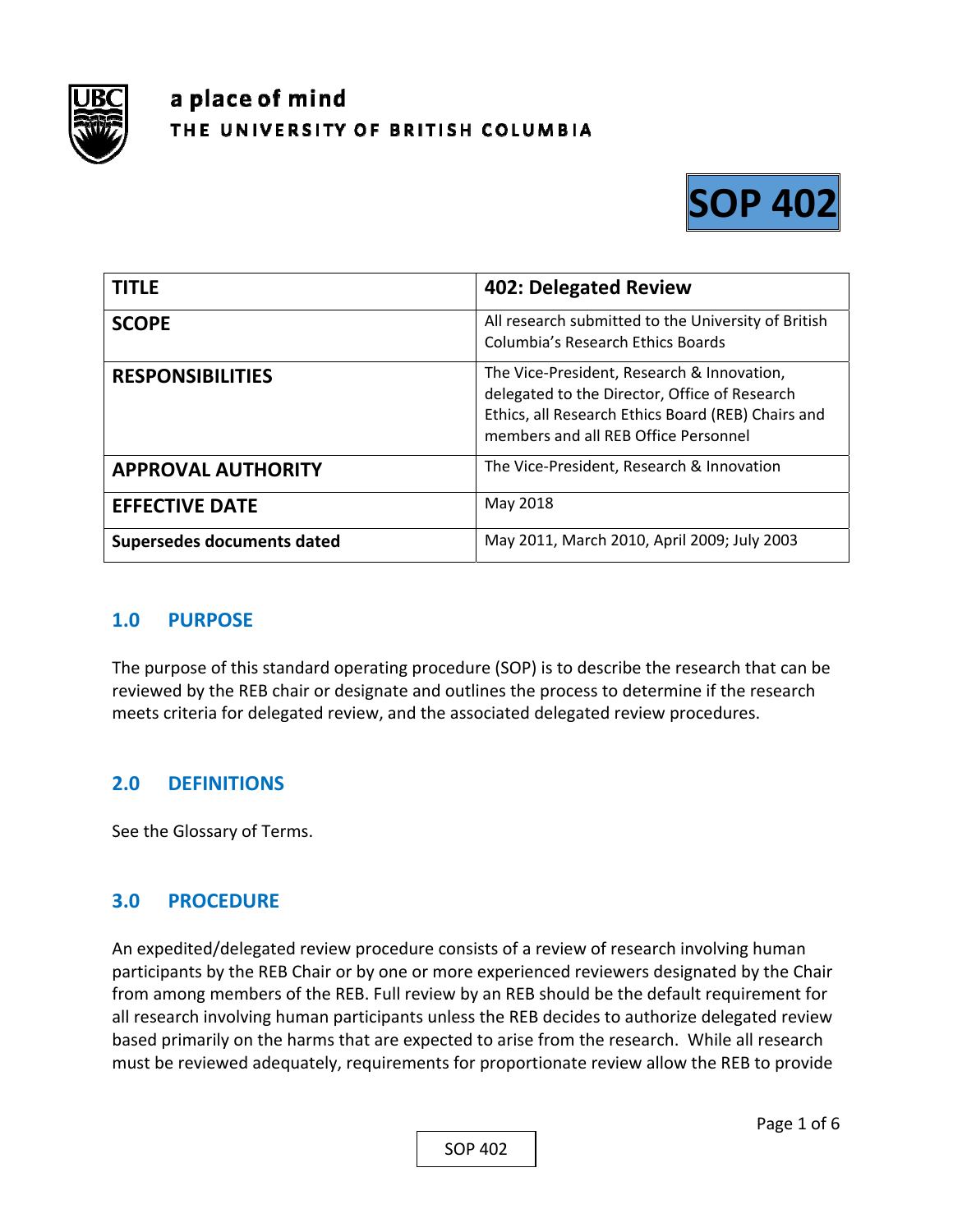**a place of mind**
**THE UNIVERSITY OF BRITISH COLUMBIA**

# SOP 402

| **TITLE** | **402: Delegated Review** |
|---|---|
| **SCOPE** | All research submitted to the University of British Columbia's Research Ethics Boards |
| **RESPONSIBILITIES** | The Vice-President, Research & Innovation, delegated to the Director, Office of Research Ethics, all Research Ethics Board (REB) Chairs and members and all REB Office Personnel |
| **APPROVAL AUTHORITY** | The Vice-President, Research & Innovation |
| **EFFECTIVE DATE** | May 2018 |
| **Supersedes documents dated** | May 2011, March 2010, April 2009; July 2003 |

## 1.0 PURPOSE

The purpose of this standard operating procedure (SOP) is to describe the research that can be reviewed by the REB chair or designate and outlines the process to determine if the research meets criteria for delegated review, and the associated delegated review procedures.

## 2.0 DEFINITIONS

See the Glossary of Terms.

## 3.0 PROCEDURE

An expedited/delegated review procedure consists of a review of research involving human participants by the REB Chair or by one or more experienced reviewers designated by the Chair from among members of the REB. Full review by an REB should be the default requirement for all research involving human participants unless the REB decides to authorize delegated review based primarily on the harms that are expected to arise from the research. While all research must be reviewed adequately, requirements for proportionate review allow the REB to provide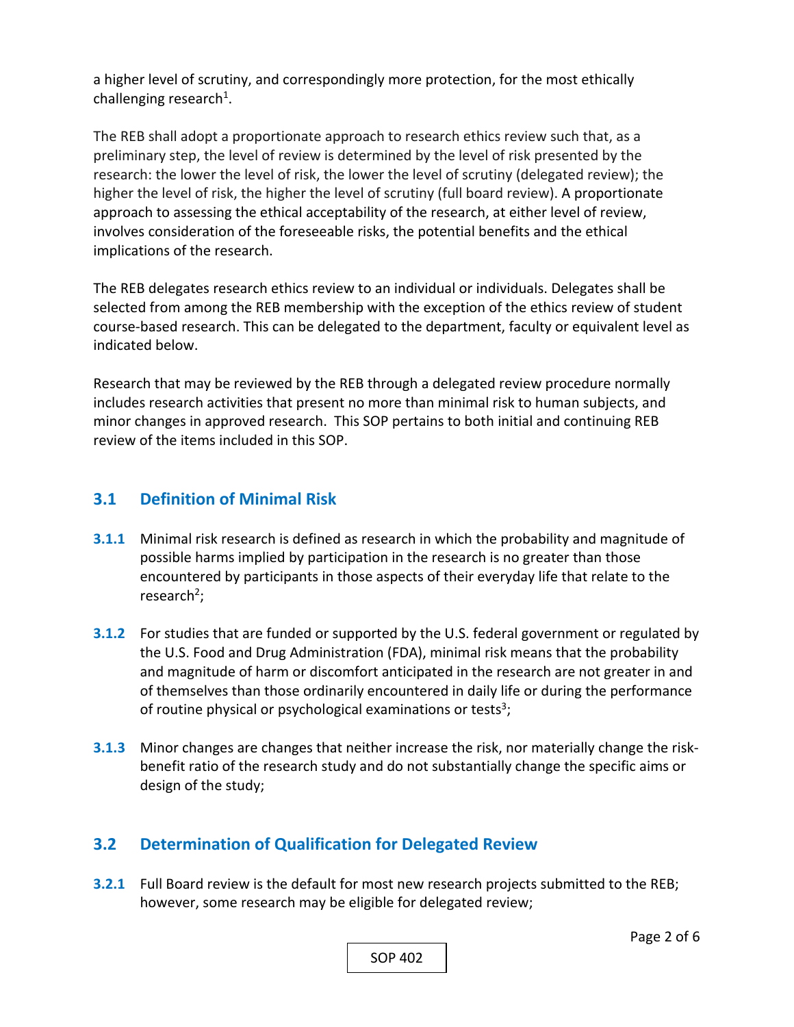a higher level of scrutiny, and correspondingly more protection, for the most ethically challenging research[1].

The REB shall adopt a proportionate approach to research ethics review such that, as a preliminary step, the level of review is determined by the level of risk presented by the research: the lower the level of risk, the lower the level of scrutiny (delegated review); the higher the level of risk, the higher the level of scrutiny (full board review). A proportionate approach to assessing the ethical acceptability of the research, at either level of review, involves consideration of the foreseeable risks, the potential benefits and the ethical implications of the research.

The REB delegates research ethics review to an individual or individuals. Delegates shall be selected from among the REB membership with the exception of the ethics review of student course-based research. This can be delegated to the department, faculty or equivalent level as indicated below.

Research that may be reviewed by the REB through a delegated review procedure normally includes research activities that present no more than minimal risk to human subjects, and minor changes in approved research. This SOP pertains to both initial and continuing REB review of the items included in this SOP.

## 3.1 Definition of Minimal Risk

**3.1.1** Minimal risk research is defined as research in which the probability and magnitude of possible harms implied by participation in the research is no greater than those encountered by participants in those aspects of their everyday life that relate to the research[2];

**3.1.2** For studies that are funded or supported by the U.S. federal government or regulated by the U.S. Food and Drug Administration (FDA), minimal risk means that the probability and magnitude of harm or discomfort anticipated in the research are not greater in and of themselves than those ordinarily encountered in daily life or during the performance of routine physical or psychological examinations or tests[3];

**3.1.3** Minor changes are changes that neither increase the risk, nor materially change the risk-benefit ratio of the research study and do not substantially change the specific aims or design of the study;

## 3.2 Determination of Qualification for Delegated Review

**3.2.1** Full Board review is the default for most new research projects submitted to the REB; however, some research may be eligible for delegated review;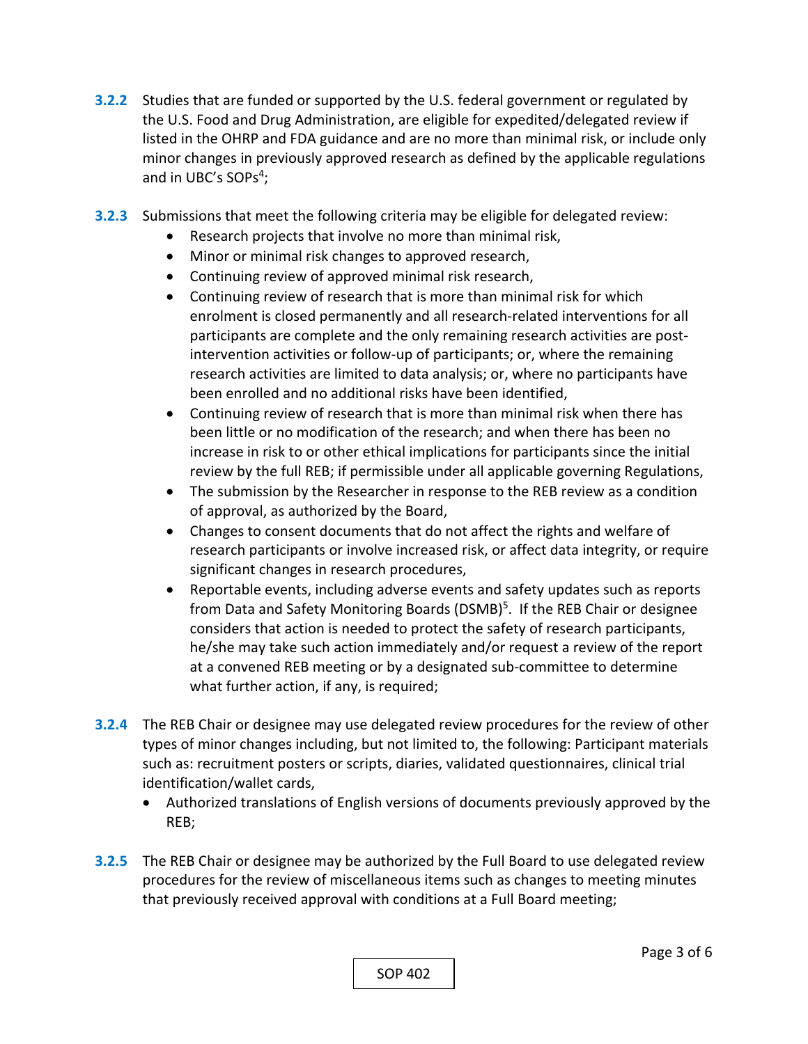**3.2.2** Studies that are funded or supported by the U.S. federal government or regulated by the U.S. Food and Drug Administration, are eligible for expedited/delegated review if listed in the OHRP and FDA guidance and are no more than minimal risk, or include only minor changes in previously approved research as defined by the applicable regulations and in UBC's SOPs[4];

**3.2.3** Submissions that meet the following criteria may be eligible for delegated review:

- Research projects that involve no more than minimal risk,
- Minor or minimal risk changes to approved research,
- Continuing review of approved minimal risk research,
- Continuing review of research that is more than minimal risk for which enrolment is closed permanently and all research-related interventions for all participants are complete and the only remaining research activities are post-intervention activities or follow-up of participants; or, where the remaining research activities are limited to data analysis; or, where no participants have been enrolled and no additional risks have been identified,
- Continuing review of research that is more than minimal risk when there has been little or no modification of the research; and when there has been no increase in risk to or other ethical implications for participants since the initial review by the full REB; if permissible under all applicable governing Regulations,
- The submission by the Researcher in response to the REB review as a condition of approval, as authorized by the Board,
- Changes to consent documents that do not affect the rights and welfare of research participants or involve increased risk, or affect data integrity, or require significant changes in research procedures,
- Reportable events, including adverse events and safety updates such as reports from Data and Safety Monitoring Boards (DSMB)[5]. If the REB Chair or designee considers that action is needed to protect the safety of research participants, he/she may take such action immediately and/or request a review of the report at a convened REB meeting or by a designated sub-committee to determine what further action, if any, is required;

**3.2.4** The REB Chair or designee may use delegated review procedures for the review of other types of minor changes including, but not limited to, the following: Participant materials such as: recruitment posters or scripts, diaries, validated questionnaires, clinical trial identification/wallet cards,

- Authorized translations of English versions of documents previously approved by the REB;

**3.2.5** The REB Chair or designee may be authorized by the Full Board to use delegated review procedures for the review of miscellaneous items such as changes to meeting minutes that previously received approval with conditions at a Full Board meeting;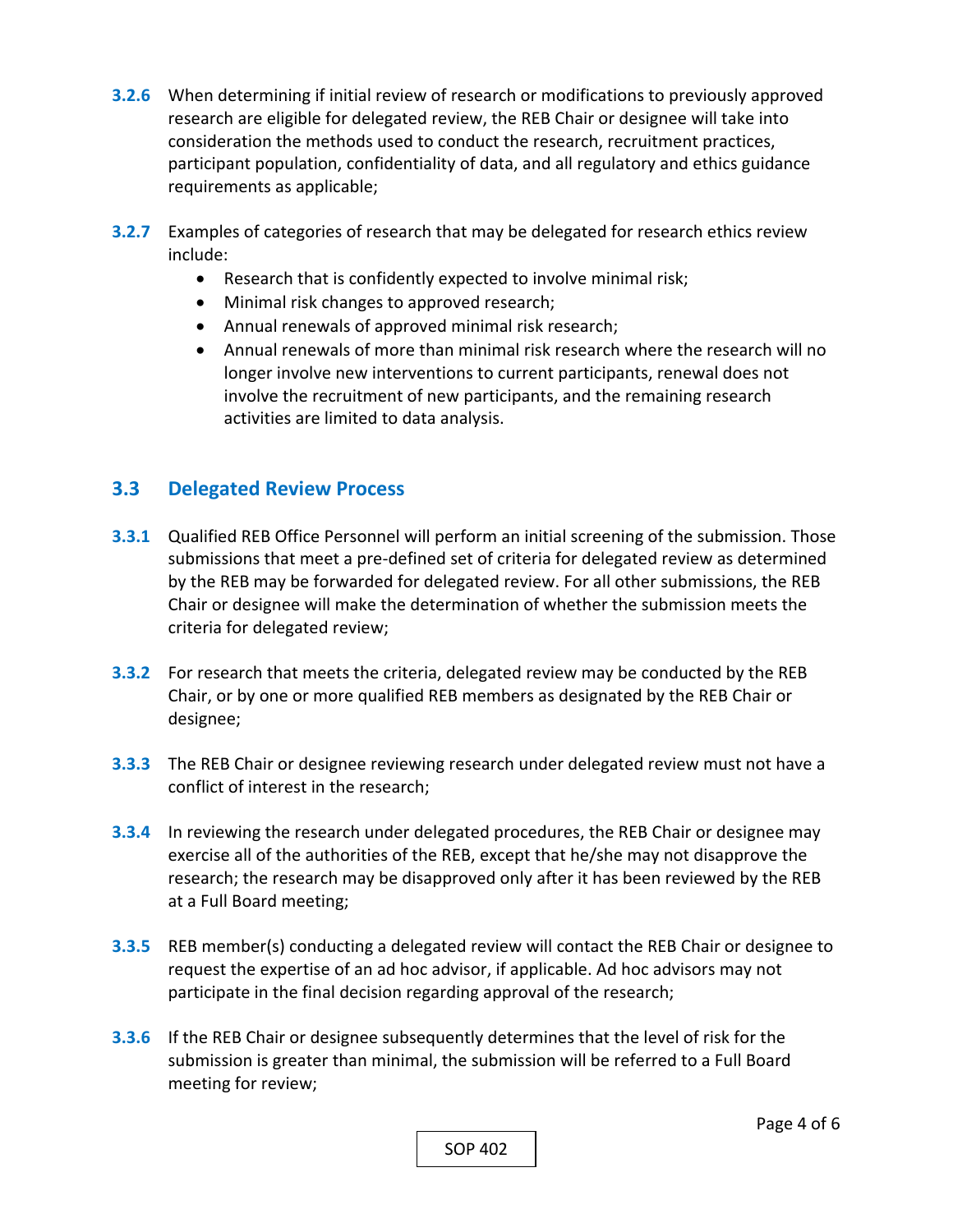**3.2.6** When determining if initial review of research or modifications to previously approved research are eligible for delegated review, the REB Chair or designee will take into consideration the methods used to conduct the research, recruitment practices, participant population, confidentiality of data, and all regulatory and ethics guidance requirements as applicable;

**3.2.7** Examples of categories of research that may be delegated for research ethics review include:

- Research that is confidently expected to involve minimal risk;
- Minimal risk changes to approved research;
- Annual renewals of approved minimal risk research;
- Annual renewals of more than minimal risk research where the research will no longer involve new interventions to current participants, renewal does not involve the recruitment of new participants, and the remaining research activities are limited to data analysis.

## 3.3 Delegated Review Process

**3.3.1** Qualified REB Office Personnel will perform an initial screening of the submission. Those submissions that meet a pre-defined set of criteria for delegated review as determined by the REB may be forwarded for delegated review. For all other submissions, the REB Chair or designee will make the determination of whether the submission meets the criteria for delegated review;

**3.3.2** For research that meets the criteria, delegated review may be conducted by the REB Chair, or by one or more qualified REB members as designated by the REB Chair or designee;

**3.3.3** The REB Chair or designee reviewing research under delegated review must not have a conflict of interest in the research;

**3.3.4** In reviewing the research under delegated procedures, the REB Chair or designee may exercise all of the authorities of the REB, except that he/she may not disapprove the research; the research may be disapproved only after it has been reviewed by the REB at a Full Board meeting;

**3.3.5** REB member(s) conducting a delegated review will contact the REB Chair or designee to request the expertise of an ad hoc advisor, if applicable. Ad hoc advisors may not participate in the final decision regarding approval of the research;

**3.3.6** If the REB Chair or designee subsequently determines that the level of risk for the submission is greater than minimal, the submission will be referred to a Full Board meeting for review;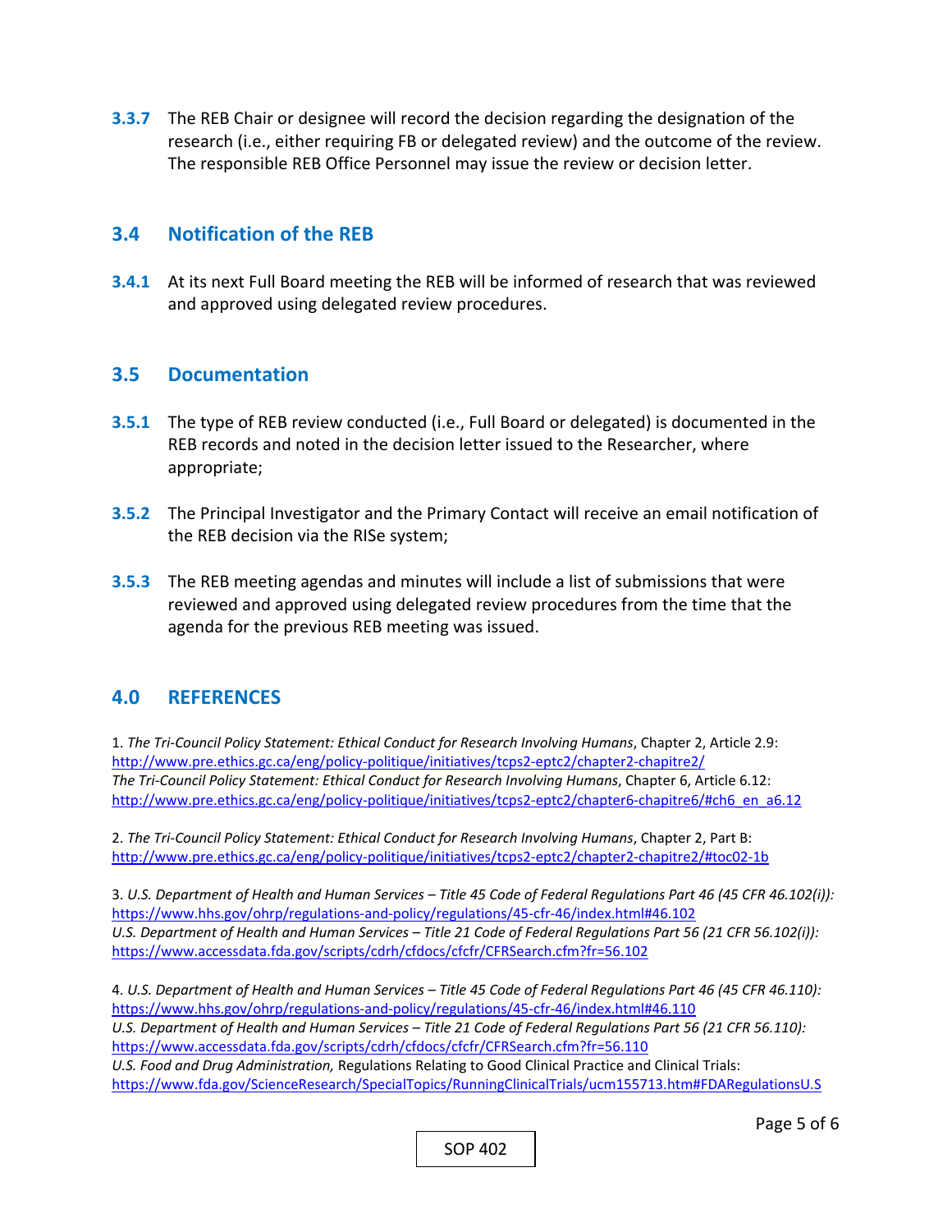**3.3.7** The REB Chair or designee will record the decision regarding the designation of the research (i.e., either requiring FB or delegated review) and the outcome of the review. The responsible REB Office Personnel may issue the review or decision letter.

## 3.4 Notification of the REB

**3.4.1** At its next Full Board meeting the REB will be informed of research that was reviewed and approved using delegated review procedures.

## 3.5 Documentation

**3.5.1** The type of REB review conducted (i.e., Full Board or delegated) is documented in the REB records and noted in the decision letter issued to the Researcher, where appropriate;

**3.5.2** The Principal Investigator and the Primary Contact will receive an email notification of the REB decision via the RISe system;

**3.5.3** The REB meeting agendas and minutes will include a list of submissions that were reviewed and approved using delegated review procedures from the time that the agenda for the previous REB meeting was issued.

## 4.0 REFERENCES

1. *The Tri-Council Policy Statement: Ethical Conduct for Research Involving Humans*, Chapter 2, Article 2.9:
http://www.pre.ethics.gc.ca/eng/policy-politique/initiatives/tcps2-eptc2/chapter2-chapitre2/
*The Tri-Council Policy Statement: Ethical Conduct for Research Involving Humans*, Chapter 6, Article 6.12:
http://www.pre.ethics.gc.ca/eng/policy-politique/initiatives/tcps2-eptc2/chapter6-chapitre6/#ch6_en_a6.12

2. *The Tri-Council Policy Statement: Ethical Conduct for Research Involving Humans*, Chapter 2, Part B:
http://www.pre.ethics.gc.ca/eng/policy-politique/initiatives/tcps2-eptc2/chapter2-chapitre2/#toc02-1b

3. *U.S. Department of Health and Human Services – Title 45 Code of Federal Regulations Part 46 (45 CFR 46.102(i)):*
https://www.hhs.gov/ohrp/regulations-and-policy/regulations/45-cfr-46/index.html#46.102
*U.S. Department of Health and Human Services – Title 21 Code of Federal Regulations Part 56 (21 CFR 56.102(i)):*
https://www.accessdata.fda.gov/scripts/cdrh/cfdocs/cfcfr/CFRSearch.cfm?fr=56.102

4. *U.S. Department of Health and Human Services – Title 45 Code of Federal Regulations Part 46 (45 CFR 46.110):*
https://www.hhs.gov/ohrp/regulations-and-policy/regulations/45-cfr-46/index.html#46.110
*U.S. Department of Health and Human Services – Title 21 Code of Federal Regulations Part 56 (21 CFR 56.110):*
https://www.accessdata.fda.gov/scripts/cdrh/cfdocs/cfcfr/CFRSearch.cfm?fr=56.110
*U.S. Food and Drug Administration,* Regulations Relating to Good Clinical Practice and Clinical Trials:
https://www.fda.gov/ScienceResearch/SpecialTopics/RunningClinicalTrials/ucm155713.htm#FDARegulationsU.S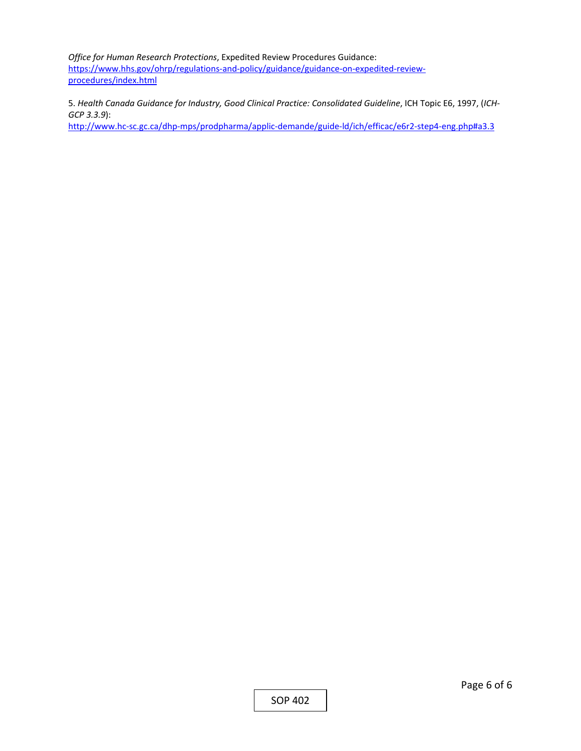*Office for Human Research Protections*, Expedited Review Procedures Guidance: https://www.hhs.gov/ohrp/regulations-and-policy/guidance/guidance-on-expedited-review-procedures/index.html

5. *Health Canada Guidance for Industry, Good Clinical Practice: Consolidated Guideline*, ICH Topic E6, 1997, (*ICH-GCP 3.3.9*): http://www.hc-sc.gc.ca/dhp-mps/prodpharma/applic-demande/guide-ld/ich/efficac/e6r2-step4-eng.php#a3.3